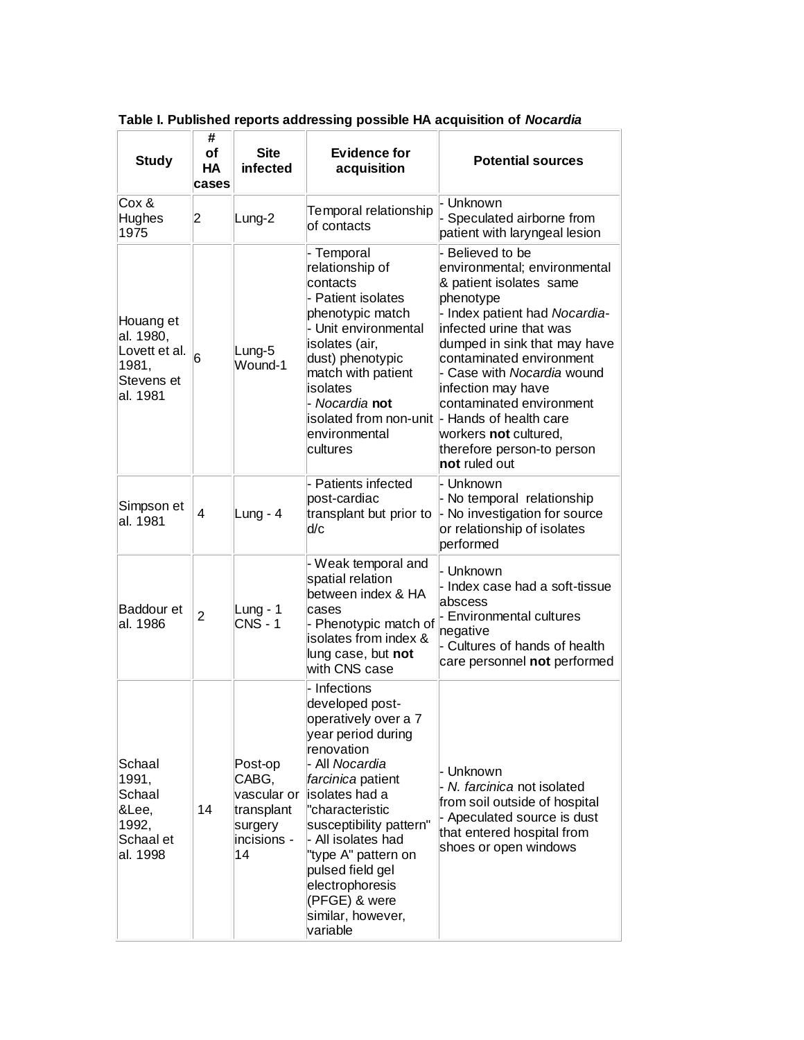**Table I. Published reports addressing possible HA acquisition of *Nocardia***

| Study | # of HA cases | Site infected | Evidence for acquisition | Potential sources |
|---|---|---|---|---|
| Cox & Hughes 1975 | 2 | Lung-2 | Temporal relationship of contacts | - Unknown<br>- Speculated airborne from patient with laryngeal lesion |
| Houang et al. 1980, Lovett et al. 1981, Stevens et al. 1981 | 6 | Lung-5<br>Wound-1 | - Temporal relationship of contacts<br>- Patient isolates phenotypic match<br>- Unit environmental isolates (air, dust) phenotypic match with patient isolates<br>- *Nocardia* **not** isolated from non-unit environmental cultures | - Believed to be environmental; environmental & patient isolates same phenotype<br>- Index patient had *Nocardia*-infected urine that was dumped in sink that may have contaminated environment<br>- Case with *Nocardia* wound infection may have contaminated environment<br>- Hands of health care workers **not** cultured, therefore person-to person **not** ruled out |
| Simpson et al. 1981 | 4 | Lung - 4 | - Patients infected post-cardiac transplant but prior to d/c | - Unknown<br>- No temporal relationship<br>- No investigation for source or relationship of isolates performed |
| Baddour et al. 1986 | 2 | Lung - 1<br>CNS - 1 | - Weak temporal and spatial relation between index & HA cases<br>- Phenotypic match of isolates from index & lung case, but **not** with CNS case | - Unknown<br>- Index case had a soft-tissue abscess<br>- Environmental cultures negative<br>- Cultures of hands of health care personnel **not** performed |
| Schaal 1991, Schaal &Lee, 1992, Schaal et al. 1998 | 14 | Post-op CABG, vascular or transplant surgery incisions - 14 | - Infections developed post-operatively over a 7 year period during renovation<br>- All *Nocardia farcinica* patient isolates had a "characteristic susceptibility pattern"<br>- All isolates had "type A" pattern on pulsed field gel electrophoresis (PFGE) & were similar, however, variable | - Unknown<br>- *N. farcinica* not isolated from soil outside of hospital<br>- Apeculated source is dust that entered hospital from shoes or open windows |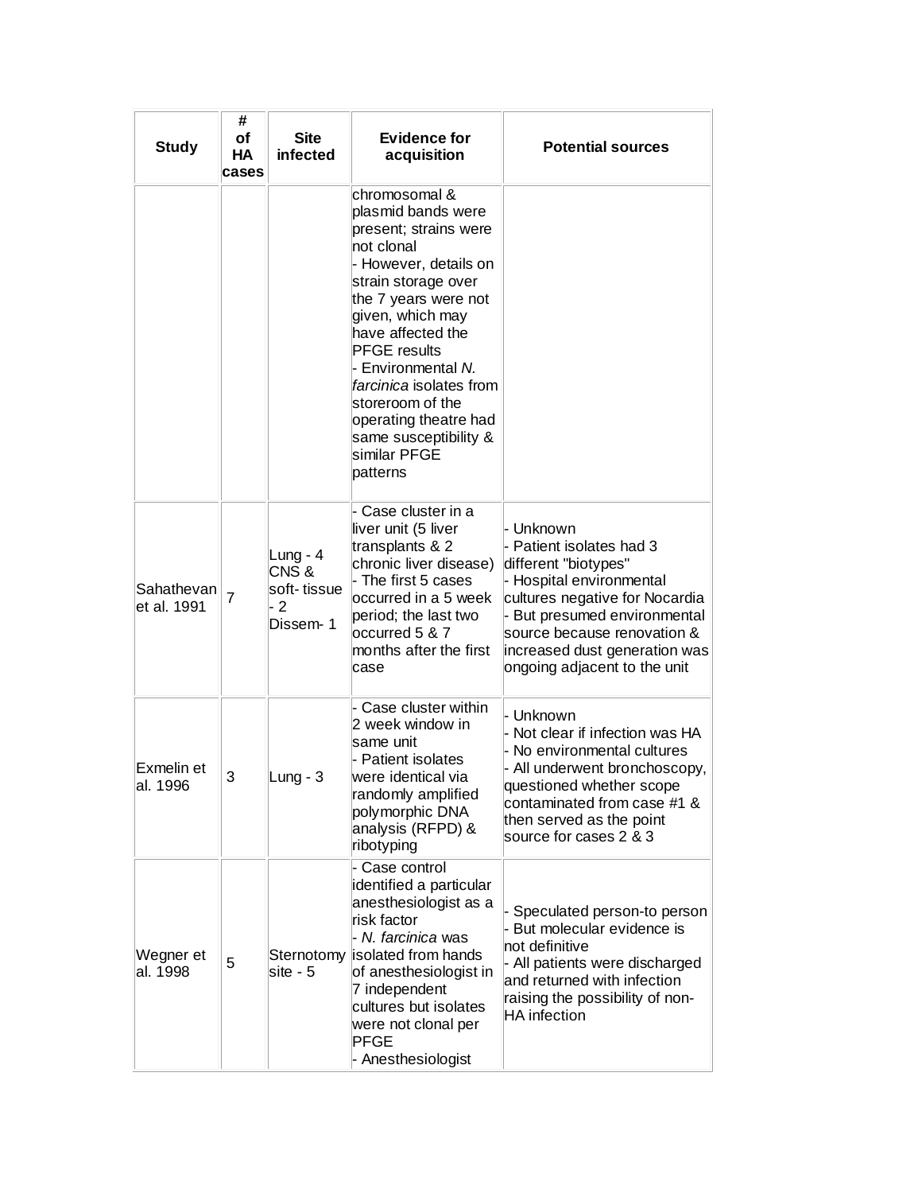| Study | # of HA cases | Site infected | Evidence for acquisition | Potential sources |
| --- | --- | --- | --- | --- |
| | | | chromosomal & plasmid bands were present; strains were not clonal<br>- However, details on strain storage over the 7 years were not given, which may have affected the PFGE results<br>- Environmental *N. farcinica* isolates from storeroom of the operating theatre had same susceptibility & similar PFGE patterns | |
| Sahathevan et al. 1991 | 7 | Lung - 4<br>CNS & soft- tissue - 2<br>Dissem- 1 | - Case cluster in a liver unit (5 liver transplants & 2 chronic liver disease)<br>- The first 5 cases occurred in a 5 week period; the last two occurred 5 & 7 months after the first case | - Unknown<br>- Patient isolates had 3 different "biotypes"<br>- Hospital environmental cultures negative for Nocardia<br>- But presumed environmental source because renovation & increased dust generation was ongoing adjacent to the unit |
| Exmelin et al. 1996 | 3 | Lung - 3 | - Case cluster within 2 week window in same unit<br>- Patient isolates were identical via randomly amplified polymorphic DNA analysis (RFPD) & ribotyping | - Unknown<br>- Not clear if infection was HA<br>- No environmental cultures<br>- All underwent bronchoscopy, questioned whether scope contaminated from case #1 & then served as the point source for cases 2 & 3 |
| Wegner et al. 1998 | 5 | Sternotomy site - 5 | - Case control identified a particular anesthesiologist as a risk factor<br>- *N. farcinica* was isolated from hands of anesthesiologist in 7 independent cultures but isolates were not clonal per PFGE<br>- Anesthesiologist | - Speculated person-to person<br>- But molecular evidence is not definitive<br>- All patients were discharged and returned with infection raising the possibility of non-HA infection |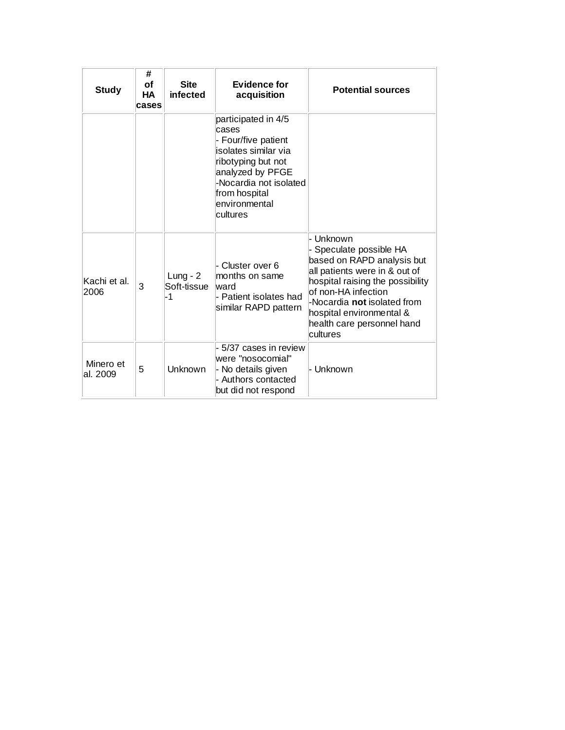| Study | # of HA cases | Site infected | Evidence for acquisition | Potential sources |
|---|---|---|---|---|
| | | | participated in 4/5 cases<br>- Four/five patient isolates similar via ribotyping but not analyzed by PFGE<br>-Nocardia not isolated from hospital environmental cultures | |
| Kachi et al. 2006 | 3 | Lung - 2<br>Soft-tissue -1 | - Cluster over 6 months on same ward<br>- Patient isolates had similar RAPD pattern | - Unknown<br>- Speculate possible HA based on RAPD analysis but all patients were in & out of hospital raising the possibility of non-HA infection<br>-Nocardia **not** isolated from hospital environmental & health care personnel hand cultures |
| Minero et al. 2009 | 5 | Unknown | - 5/37 cases in review were "nosocomial"<br>- No details given<br>- Authors contacted but did not respond | - Unknown |